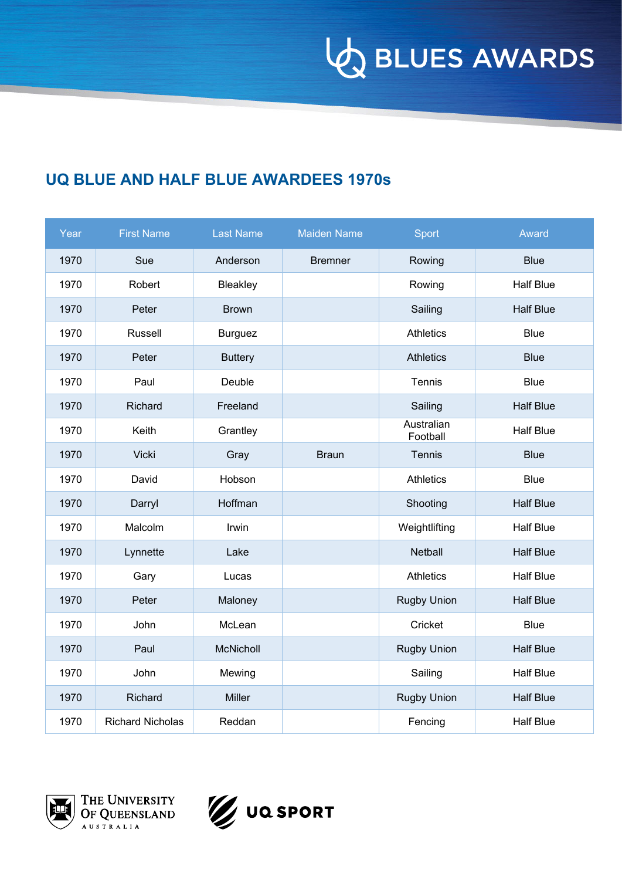# UQ BLUE AND HALF BLUE AWARDEES 1970s

| Year | First Name | Last Name | Maiden Name | Sport | Award |
|---|---|---|---|---|---|
| 1970 | Sue | Anderson | Bremner | Rowing | Blue |
| 1970 | Robert | Bleakley | | Rowing | Half Blue |
| 1970 | Peter | Brown | | Sailing | Half Blue |
| 1970 | Russell | Burguez | | Athletics | Blue |
| 1970 | Peter | Buttery | | Athletics | Blue |
| 1970 | Paul | Deuble | | Tennis | Blue |
| 1970 | Richard | Freeland | | Sailing | Half Blue |
| 1970 | Keith | Grantley | | Australian Football | Half Blue |
| 1970 | Vicki | Gray | Braun | Tennis | Blue |
| 1970 | David | Hobson | | Athletics | Blue |
| 1970 | Darryl | Hoffman | | Shooting | Half Blue |
| 1970 | Malcolm | Irwin | | Weightlifting | Half Blue |
| 1970 | Lynnette | Lake | | Netball | Half Blue |
| 1970 | Gary | Lucas | | Athletics | Half Blue |
| 1970 | Peter | Maloney | | Rugby Union | Half Blue |
| 1970 | John | McLean | | Cricket | Blue |
| 1970 | Paul | McNicholl | | Rugby Union | Half Blue |
| 1970 | John | Mewing | | Sailing | Half Blue |
| 1970 | Richard | Miller | | Rugby Union | Half Blue |
| 1970 | Richard Nicholas | Reddan | | Fencing | Half Blue |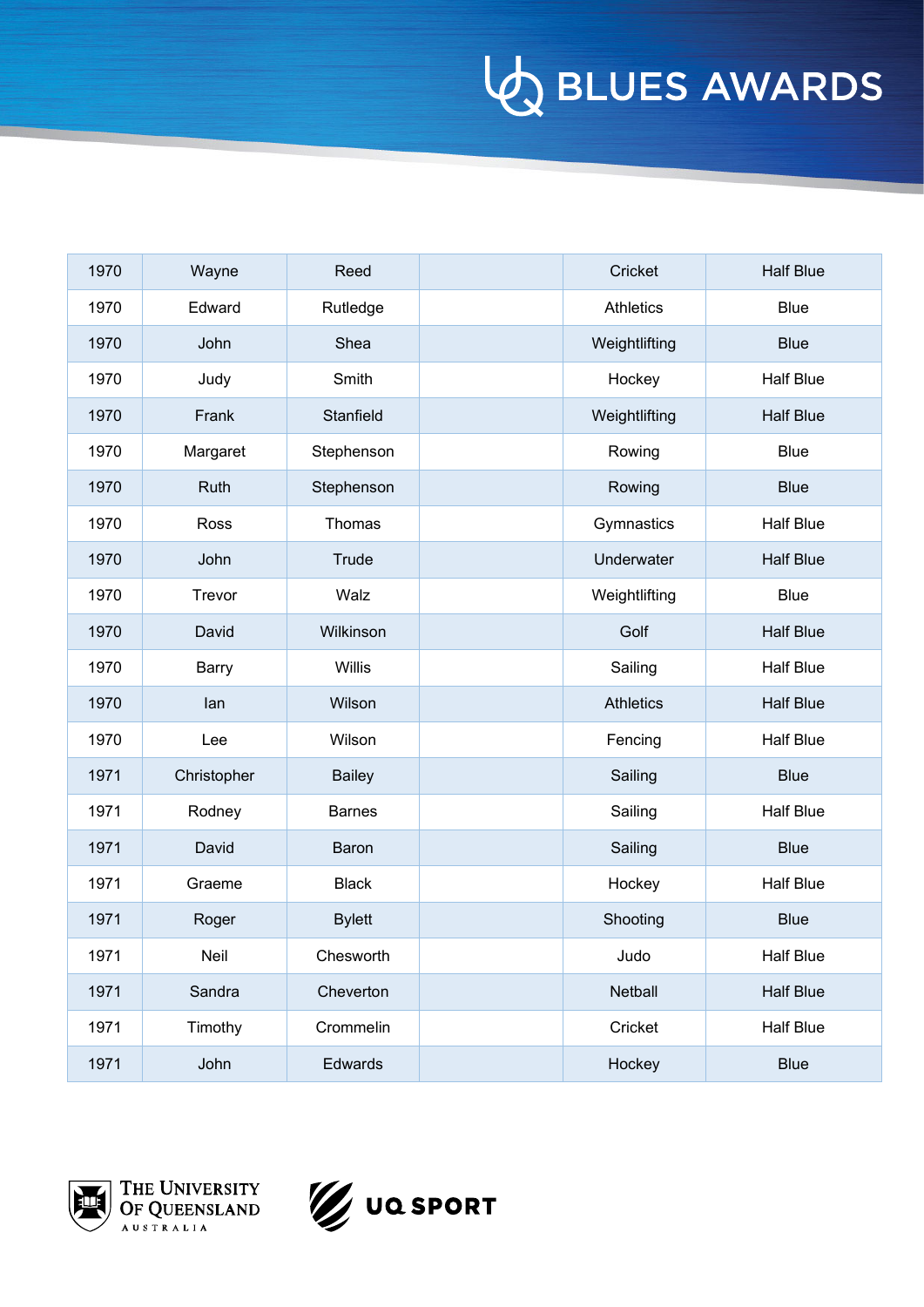| 1970 | Wayne | Reed | | Cricket | Half Blue |
|---|---|---|---|---|---|
| 1970 | Edward | Rutledge | | Athletics | Blue |
| 1970 | John | Shea | | Weightlifting | Blue |
| 1970 | Judy | Smith | | Hockey | Half Blue |
| 1970 | Frank | Stanfield | | Weightlifting | Half Blue |
| 1970 | Margaret | Stephenson | | Rowing | Blue |
| 1970 | Ruth | Stephenson | | Rowing | Blue |
| 1970 | Ross | Thomas | | Gymnastics | Half Blue |
| 1970 | John | Trude | | Underwater | Half Blue |
| 1970 | Trevor | Walz | | Weightlifting | Blue |
| 1970 | David | Wilkinson | | Golf | Half Blue |
| 1970 | Barry | Willis | | Sailing | Half Blue |
| 1970 | Ian | Wilson | | Athletics | Half Blue |
| 1970 | Lee | Wilson | | Fencing | Half Blue |
| 1971 | Christopher | Bailey | | Sailing | Blue |
| 1971 | Rodney | Barnes | | Sailing | Half Blue |
| 1971 | David | Baron | | Sailing | Blue |
| 1971 | Graeme | Black | | Hockey | Half Blue |
| 1971 | Roger | Bylett | | Shooting | Blue |
| 1971 | Neil | Chesworth | | Judo | Half Blue |
| 1971 | Sandra | Cheverton | | Netball | Half Blue |
| 1971 | Timothy | Crommelin | | Cricket | Half Blue |
| 1971 | John | Edwards | | Hockey | Blue |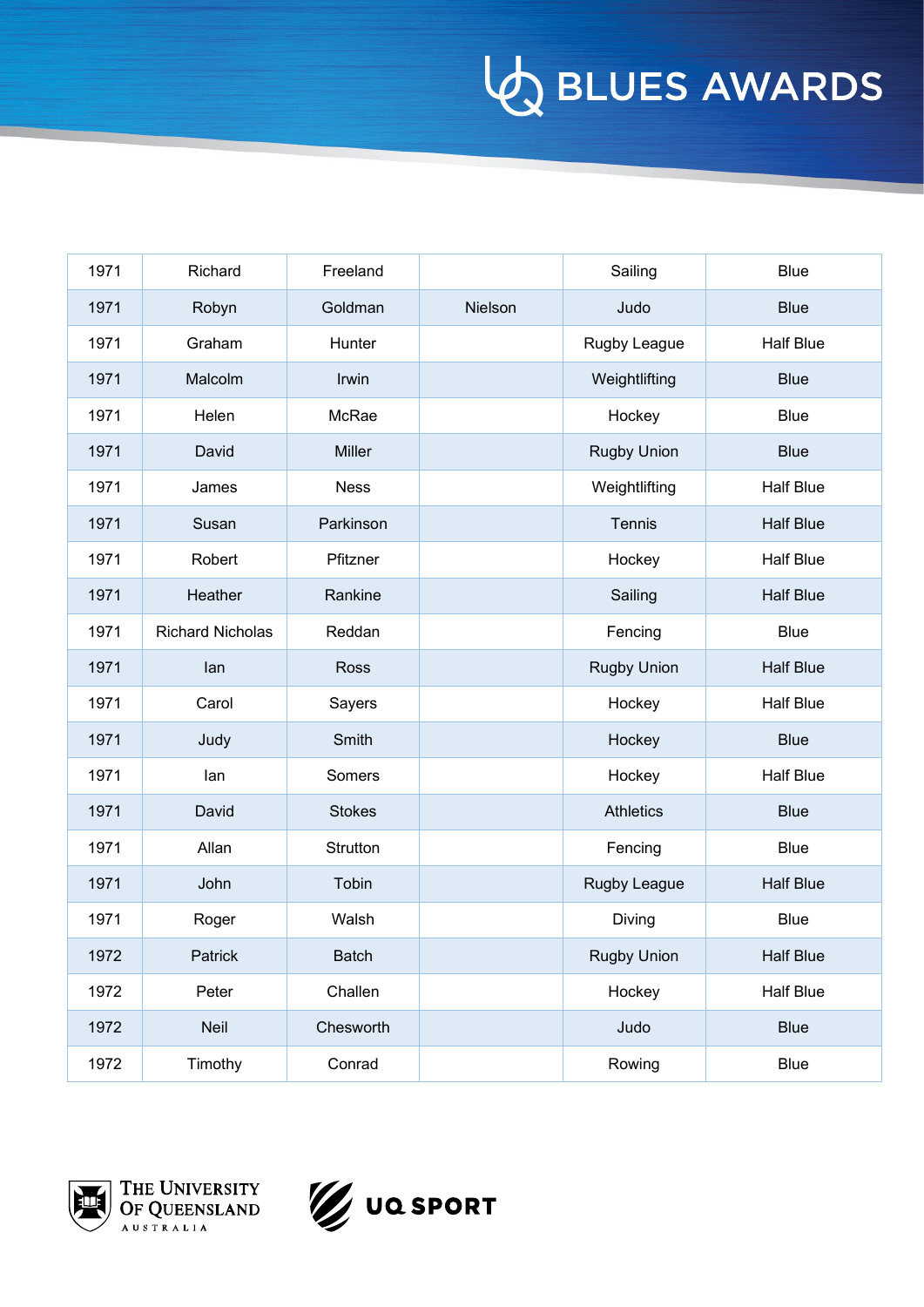| 1971 | Richard | Freeland | | Sailing | Blue |
|---|---|---|---|---|---|
| 1971 | Robyn | Goldman | Nielson | Judo | Blue |
| 1971 | Graham | Hunter | | Rugby League | Half Blue |
| 1971 | Malcolm | Irwin | | Weightlifting | Blue |
| 1971 | Helen | McRae | | Hockey | Blue |
| 1971 | David | Miller | | Rugby Union | Blue |
| 1971 | James | Ness | | Weightlifting | Half Blue |
| 1971 | Susan | Parkinson | | Tennis | Half Blue |
| 1971 | Robert | Pfitzner | | Hockey | Half Blue |
| 1971 | Heather | Rankine | | Sailing | Half Blue |
| 1971 | Richard Nicholas | Reddan | | Fencing | Blue |
| 1971 | Ian | Ross | | Rugby Union | Half Blue |
| 1971 | Carol | Sayers | | Hockey | Half Blue |
| 1971 | Judy | Smith | | Hockey | Blue |
| 1971 | Ian | Somers | | Hockey | Half Blue |
| 1971 | David | Stokes | | Athletics | Blue |
| 1971 | Allan | Strutton | | Fencing | Blue |
| 1971 | John | Tobin | | Rugby League | Half Blue |
| 1971 | Roger | Walsh | | Diving | Blue |
| 1972 | Patrick | Batch | | Rugby Union | Half Blue |
| 1972 | Peter | Challen | | Hockey | Half Blue |
| 1972 | Neil | Chesworth | | Judo | Blue |
| 1972 | Timothy | Conrad | | Rowing | Blue |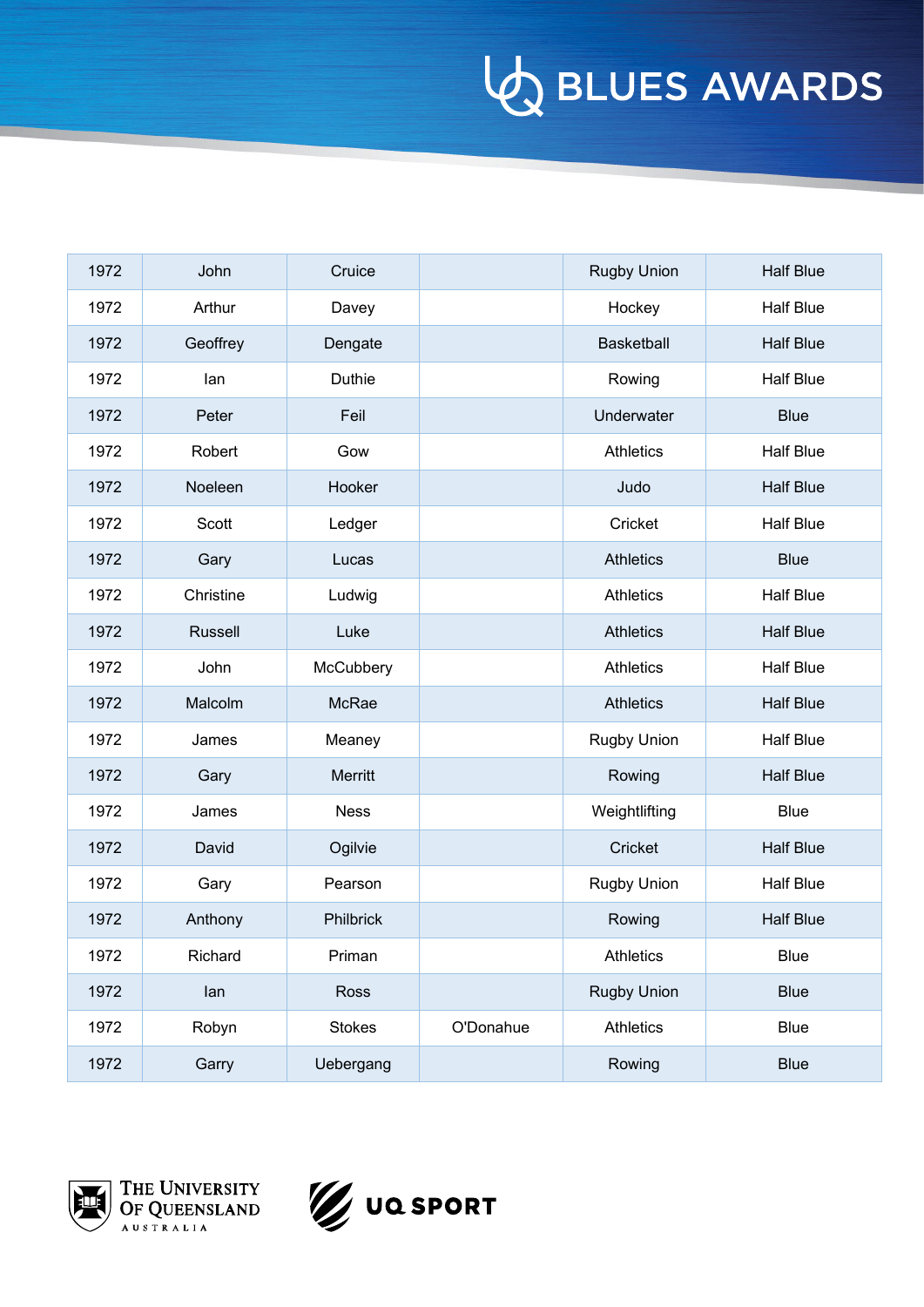| | | | | | |
|---|---|---|---|---|---|
| 1972 | John | Cruice | | Rugby Union | Half Blue |
| 1972 | Arthur | Davey | | Hockey | Half Blue |
| 1972 | Geoffrey | Dengate | | Basketball | Half Blue |
| 1972 | Ian | Duthie | | Rowing | Half Blue |
| 1972 | Peter | Feil | | Underwater | Blue |
| 1972 | Robert | Gow | | Athletics | Half Blue |
| 1972 | Noeleen | Hooker | | Judo | Half Blue |
| 1972 | Scott | Ledger | | Cricket | Half Blue |
| 1972 | Gary | Lucas | | Athletics | Blue |
| 1972 | Christine | Ludwig | | Athletics | Half Blue |
| 1972 | Russell | Luke | | Athletics | Half Blue |
| 1972 | John | McCubbery | | Athletics | Half Blue |
| 1972 | Malcolm | McRae | | Athletics | Half Blue |
| 1972 | James | Meaney | | Rugby Union | Half Blue |
| 1972 | Gary | Merritt | | Rowing | Half Blue |
| 1972 | James | Ness | | Weightlifting | Blue |
| 1972 | David | Ogilvie | | Cricket | Half Blue |
| 1972 | Gary | Pearson | | Rugby Union | Half Blue |
| 1972 | Anthony | Philbrick | | Rowing | Half Blue |
| 1972 | Richard | Priman | | Athletics | Blue |
| 1972 | Ian | Ross | | Rugby Union | Blue |
| 1972 | Robyn | Stokes | O'Donahue | Athletics | Blue |
| 1972 | Garry | Uebergang | | Rowing | Blue |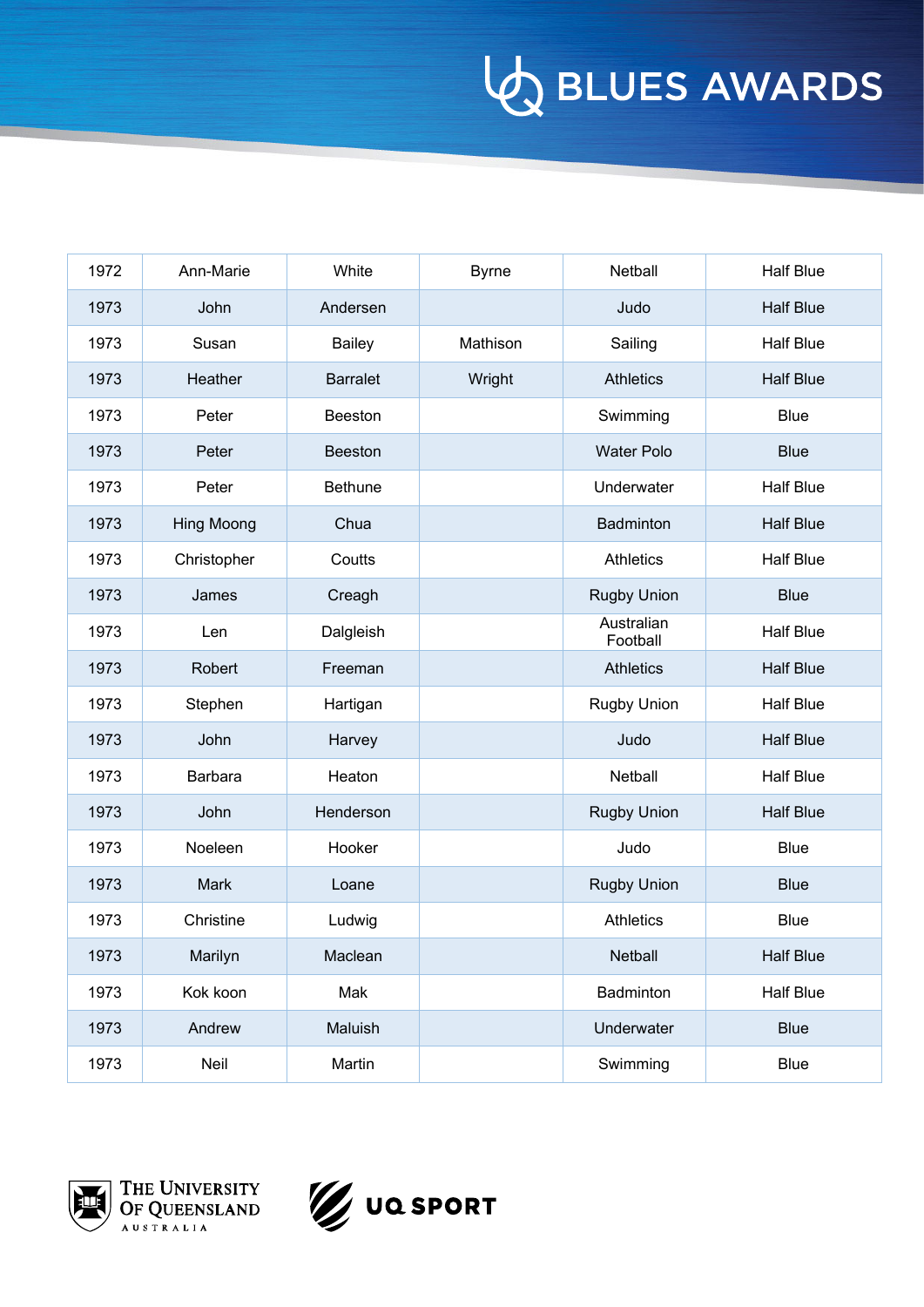| | | | | | |
|---|---|---|---|---|---|
| 1972 | Ann-Marie | White | Byrne | Netball | Half Blue |
| 1973 | John | Andersen | | Judo | Half Blue |
| 1973 | Susan | Bailey | Mathison | Sailing | Half Blue |
| 1973 | Heather | Barralet | Wright | Athletics | Half Blue |
| 1973 | Peter | Beeston | | Swimming | Blue |
| 1973 | Peter | Beeston | | Water Polo | Blue |
| 1973 | Peter | Bethune | | Underwater | Half Blue |
| 1973 | Hing Moong | Chua | | Badminton | Half Blue |
| 1973 | Christopher | Coutts | | Athletics | Half Blue |
| 1973 | James | Creagh | | Rugby Union | Blue |
| 1973 | Len | Dalgleish | | Australian Football | Half Blue |
| 1973 | Robert | Freeman | | Athletics | Half Blue |
| 1973 | Stephen | Hartigan | | Rugby Union | Half Blue |
| 1973 | John | Harvey | | Judo | Half Blue |
| 1973 | Barbara | Heaton | | Netball | Half Blue |
| 1973 | John | Henderson | | Rugby Union | Half Blue |
| 1973 | Noeleen | Hooker | | Judo | Blue |
| 1973 | Mark | Loane | | Rugby Union | Blue |
| 1973 | Christine | Ludwig | | Athletics | Blue |
| 1973 | Marilyn | Maclean | | Netball | Half Blue |
| 1973 | Kok koon | Mak | | Badminton | Half Blue |
| 1973 | Andrew | Maluish | | Underwater | Blue |
| 1973 | Neil | Martin | | Swimming | Blue |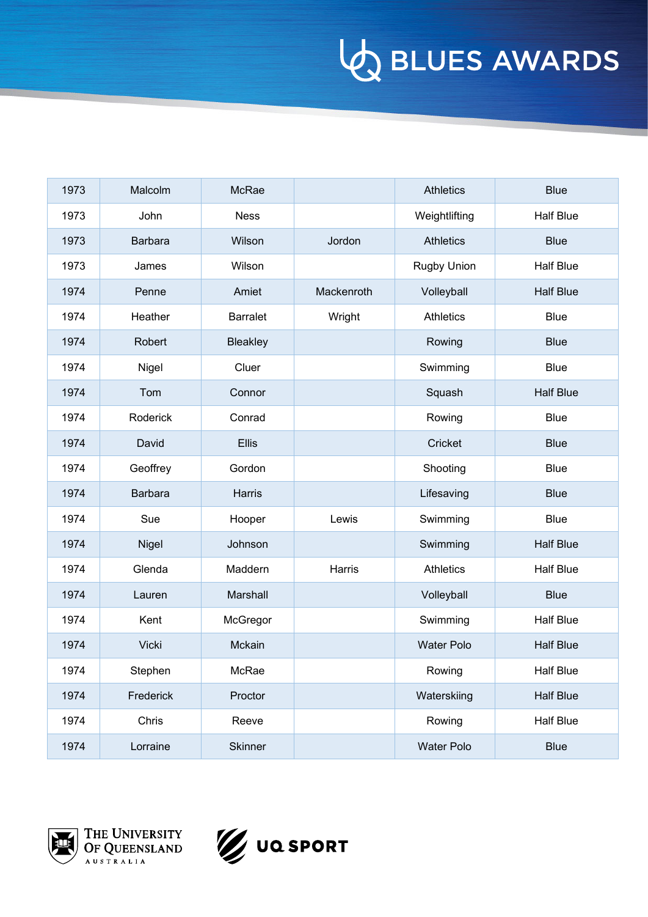# BLUES AWARDS

| 1973 | Malcolm | McRae | | Athletics | Blue |
|---|---|---|---|---|---|
| 1973 | John | Ness | | Weightlifting | Half Blue |
| 1973 | Barbara | Wilson | Jordon | Athletics | Blue |
| 1973 | James | Wilson | | Rugby Union | Half Blue |
| 1974 | Penne | Amiet | Mackenroth | Volleyball | Half Blue |
| 1974 | Heather | Barralet | Wright | Athletics | Blue |
| 1974 | Robert | Bleakley | | Rowing | Blue |
| 1974 | Nigel | Cluer | | Swimming | Blue |
| 1974 | Tom | Connor | | Squash | Half Blue |
| 1974 | Roderick | Conrad | | Rowing | Blue |
| 1974 | David | Ellis | | Cricket | Blue |
| 1974 | Geoffrey | Gordon | | Shooting | Blue |
| 1974 | Barbara | Harris | | Lifesaving | Blue |
| 1974 | Sue | Hooper | Lewis | Swimming | Blue |
| 1974 | Nigel | Johnson | | Swimming | Half Blue |
| 1974 | Glenda | Maddern | Harris | Athletics | Half Blue |
| 1974 | Lauren | Marshall | | Volleyball | Blue |
| 1974 | Kent | McGregor | | Swimming | Half Blue |
| 1974 | Vicki | Mckain | | Water Polo | Half Blue |
| 1974 | Stephen | McRae | | Rowing | Half Blue |
| 1974 | Frederick | Proctor | | Waterskiing | Half Blue |
| 1974 | Chris | Reeve | | Rowing | Half Blue |
| 1974 | Lorraine | Skinner | | Water Polo | Blue |

The University of Queensland Australia

UQ Sport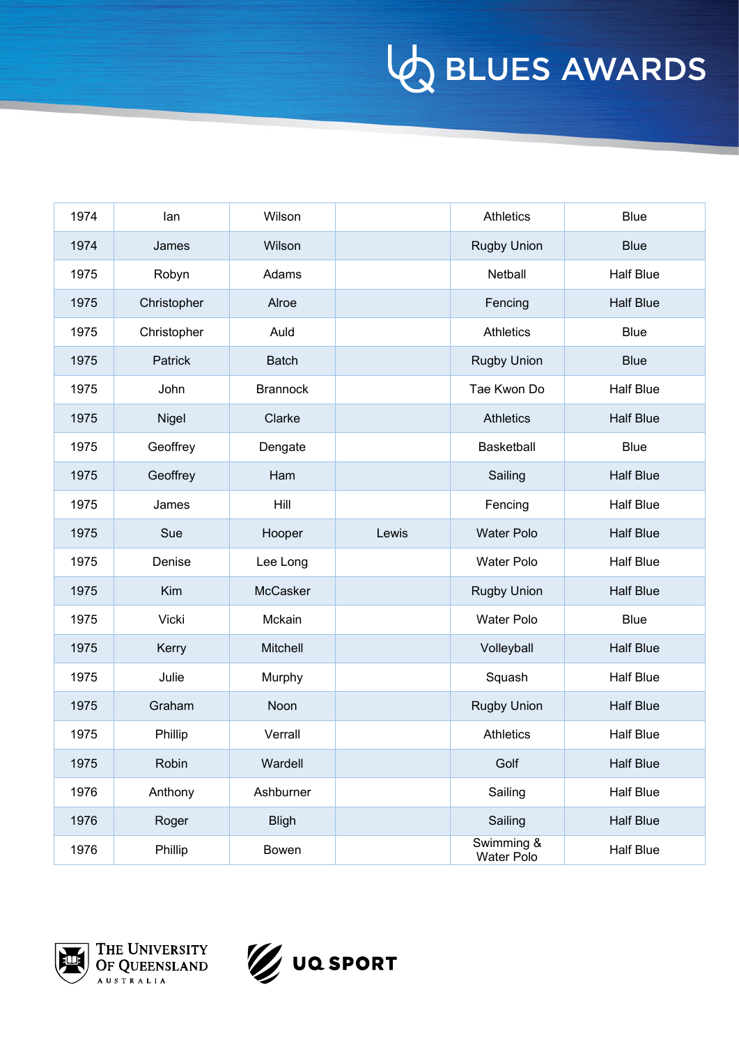| | | | | | |
|---|---|---|---|---|---|
| 1974 | Ian | Wilson | | Athletics | Blue |
| 1974 | James | Wilson | | Rugby Union | Blue |
| 1975 | Robyn | Adams | | Netball | Half Blue |
| 1975 | Christopher | Alroe | | Fencing | Half Blue |
| 1975 | Christopher | Auld | | Athletics | Blue |
| 1975 | Patrick | Batch | | Rugby Union | Blue |
| 1975 | John | Brannock | | Tae Kwon Do | Half Blue |
| 1975 | Nigel | Clarke | | Athletics | Half Blue |
| 1975 | Geoffrey | Dengate | | Basketball | Blue |
| 1975 | Geoffrey | Ham | | Sailing | Half Blue |
| 1975 | James | Hill | | Fencing | Half Blue |
| 1975 | Sue | Hooper | Lewis | Water Polo | Half Blue |
| 1975 | Denise | Lee Long | | Water Polo | Half Blue |
| 1975 | Kim | McCasker | | Rugby Union | Half Blue |
| 1975 | Vicki | Mckain | | Water Polo | Blue |
| 1975 | Kerry | Mitchell | | Volleyball | Half Blue |
| 1975 | Julie | Murphy | | Squash | Half Blue |
| 1975 | Graham | Noon | | Rugby Union | Half Blue |
| 1975 | Phillip | Verrall | | Athletics | Half Blue |
| 1975 | Robin | Wardell | | Golf | Half Blue |
| 1976 | Anthony | Ashburner | | Sailing | Half Blue |
| 1976 | Roger | Bligh | | Sailing | Half Blue |
| 1976 | Phillip | Bowen | | Swimming & Water Polo | Half Blue |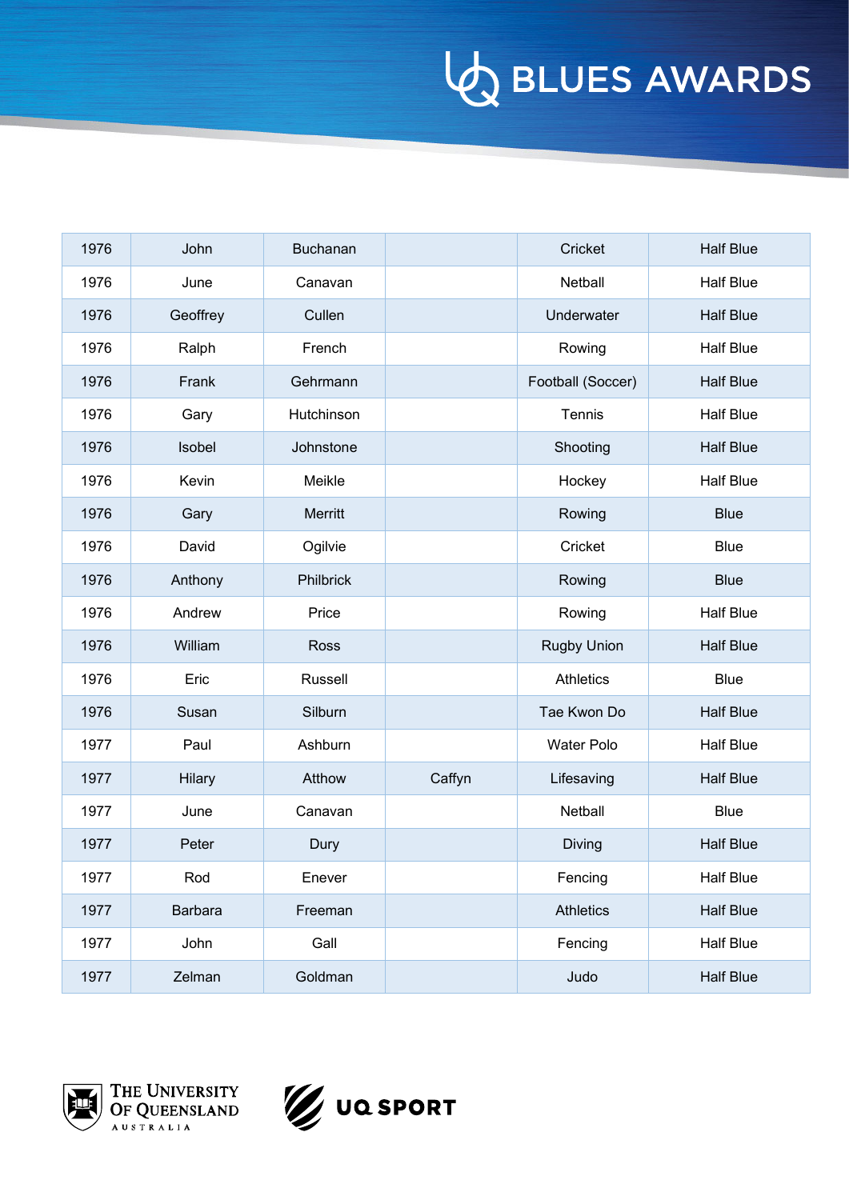| | | | | | |
|---|---|---|---|---|---|
| 1976 | John | Buchanan | | Cricket | Half Blue |
| 1976 | June | Canavan | | Netball | Half Blue |
| 1976 | Geoffrey | Cullen | | Underwater | Half Blue |
| 1976 | Ralph | French | | Rowing | Half Blue |
| 1976 | Frank | Gehrmann | | Football (Soccer) | Half Blue |
| 1976 | Gary | Hutchinson | | Tennis | Half Blue |
| 1976 | Isobel | Johnstone | | Shooting | Half Blue |
| 1976 | Kevin | Meikle | | Hockey | Half Blue |
| 1976 | Gary | Merritt | | Rowing | Blue |
| 1976 | David | Ogilvie | | Cricket | Blue |
| 1976 | Anthony | Philbrick | | Rowing | Blue |
| 1976 | Andrew | Price | | Rowing | Half Blue |
| 1976 | William | Ross | | Rugby Union | Half Blue |
| 1976 | Eric | Russell | | Athletics | Blue |
| 1976 | Susan | Silburn | | Tae Kwon Do | Half Blue |
| 1977 | Paul | Ashburn | | Water Polo | Half Blue |
| 1977 | Hilary | Atthow | Caffyn | Lifesaving | Half Blue |
| 1977 | June | Canavan | | Netball | Blue |
| 1977 | Peter | Dury | | Diving | Half Blue |
| 1977 | Rod | Enever | | Fencing | Half Blue |
| 1977 | Barbara | Freeman | | Athletics | Half Blue |
| 1977 | John | Gall | | Fencing | Half Blue |
| 1977 | Zelman | Goldman | | Judo | Half Blue |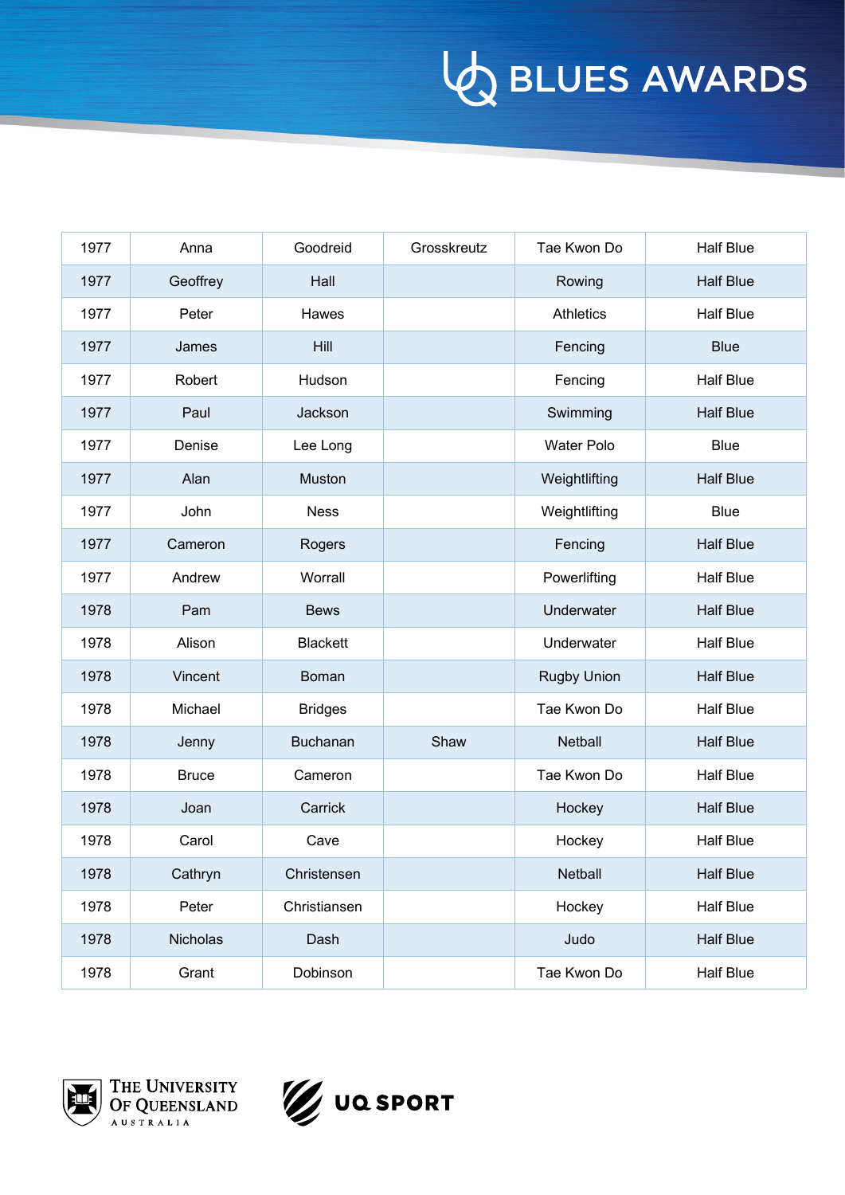| | | | | | |
|---|---|---|---|---|---|
| 1977 | Anna | Goodreid | Grosskreutz | Tae Kwon Do | Half Blue |
| 1977 | Geoffrey | Hall | | Rowing | Half Blue |
| 1977 | Peter | Hawes | | Athletics | Half Blue |
| 1977 | James | Hill | | Fencing | Blue |
| 1977 | Robert | Hudson | | Fencing | Half Blue |
| 1977 | Paul | Jackson | | Swimming | Half Blue |
| 1977 | Denise | Lee Long | | Water Polo | Blue |
| 1977 | Alan | Muston | | Weightlifting | Half Blue |
| 1977 | John | Ness | | Weightlifting | Blue |
| 1977 | Cameron | Rogers | | Fencing | Half Blue |
| 1977 | Andrew | Worrall | | Powerlifting | Half Blue |
| 1978 | Pam | Bews | | Underwater | Half Blue |
| 1978 | Alison | Blackett | | Underwater | Half Blue |
| 1978 | Vincent | Boman | | Rugby Union | Half Blue |
| 1978 | Michael | Bridges | | Tae Kwon Do | Half Blue |
| 1978 | Jenny | Buchanan | Shaw | Netball | Half Blue |
| 1978 | Bruce | Cameron | | Tae Kwon Do | Half Blue |
| 1978 | Joan | Carrick | | Hockey | Half Blue |
| 1978 | Carol | Cave | | Hockey | Half Blue |
| 1978 | Cathryn | Christensen | | Netball | Half Blue |
| 1978 | Peter | Christiansen | | Hockey | Half Blue |
| 1978 | Nicholas | Dash | | Judo | Half Blue |
| 1978 | Grant | Dobinson | | Tae Kwon Do | Half Blue |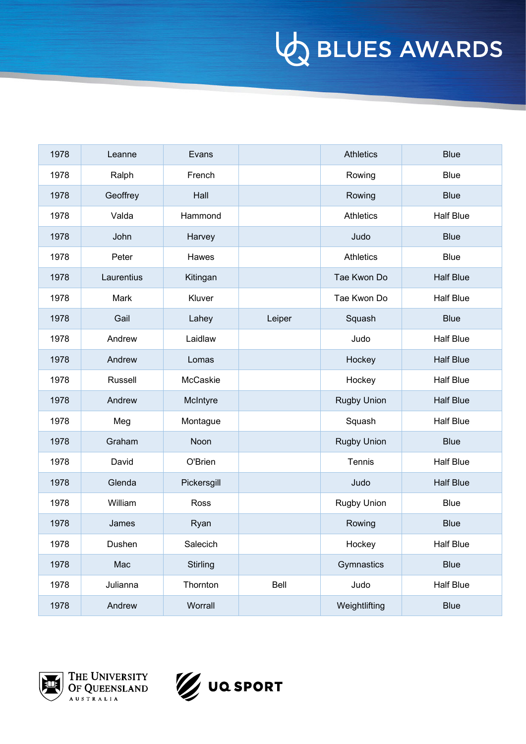| | | | | | |
|---|---|---|---|---|---|
| 1978 | Leanne | Evans | | Athletics | Blue |
| 1978 | Ralph | French | | Rowing | Blue |
| 1978 | Geoffrey | Hall | | Rowing | Blue |
| 1978 | Valda | Hammond | | Athletics | Half Blue |
| 1978 | John | Harvey | | Judo | Blue |
| 1978 | Peter | Hawes | | Athletics | Blue |
| 1978 | Laurentius | Kitingan | | Tae Kwon Do | Half Blue |
| 1978 | Mark | Kluver | | Tae Kwon Do | Half Blue |
| 1978 | Gail | Lahey | Leiper | Squash | Blue |
| 1978 | Andrew | Laidlaw | | Judo | Half Blue |
| 1978 | Andrew | Lomas | | Hockey | Half Blue |
| 1978 | Russell | McCaskie | | Hockey | Half Blue |
| 1978 | Andrew | McIntyre | | Rugby Union | Half Blue |
| 1978 | Meg | Montague | | Squash | Half Blue |
| 1978 | Graham | Noon | | Rugby Union | Blue |
| 1978 | David | O'Brien | | Tennis | Half Blue |
| 1978 | Glenda | Pickersgill | | Judo | Half Blue |
| 1978 | William | Ross | | Rugby Union | Blue |
| 1978 | James | Ryan | | Rowing | Blue |
| 1978 | Dushen | Salecich | | Hockey | Half Blue |
| 1978 | Mac | Stirling | | Gymnastics | Blue |
| 1978 | Julianna | Thornton | Bell | Judo | Half Blue |
| 1978 | Andrew | Worrall | | Weightlifting | Blue |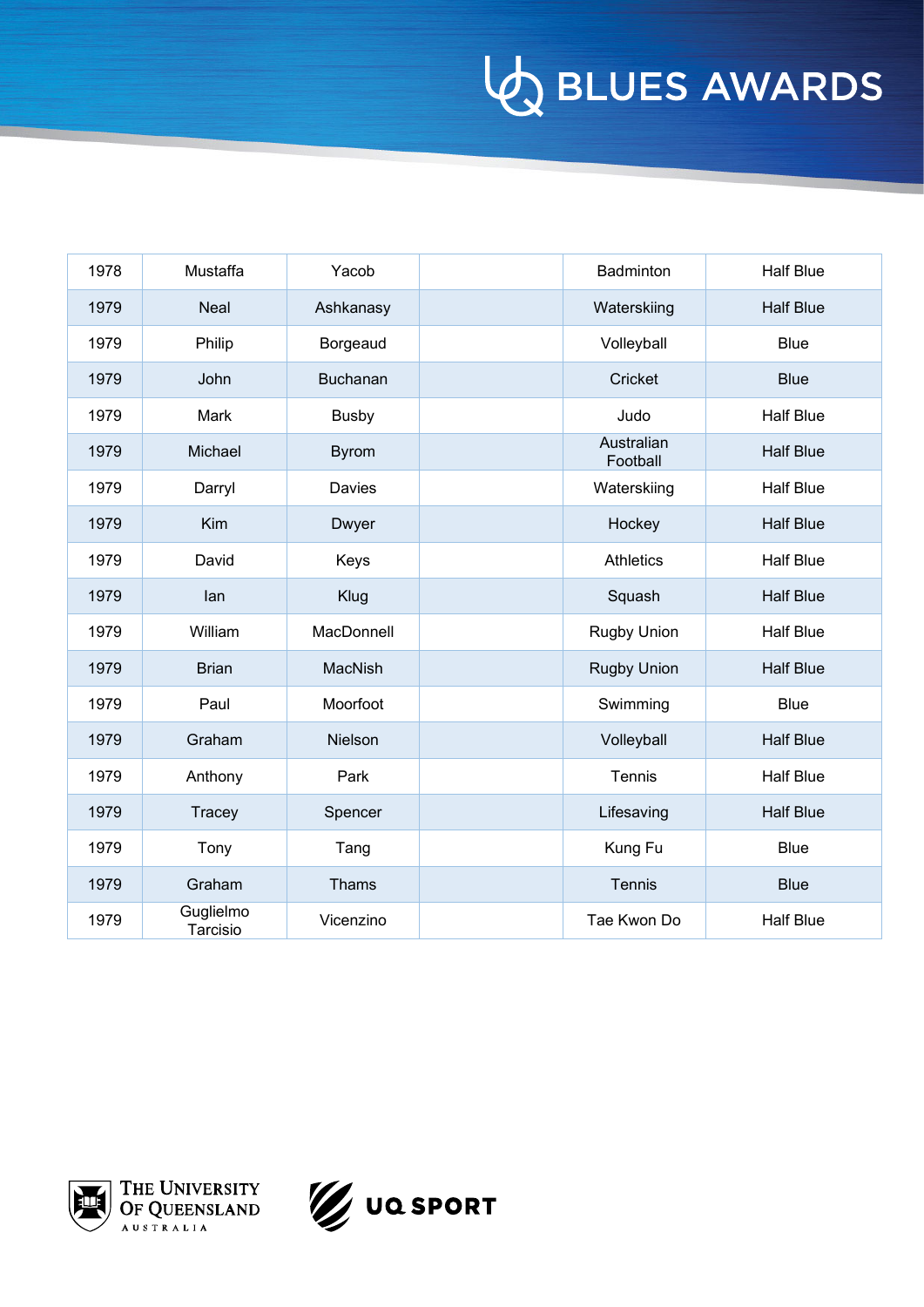| | | | | | |
|---|---|---|---|---|---|
| 1978 | Mustaffa | Yacob | | Badminton | Half Blue |
| 1979 | Neal | Ashkanasy | | Waterskiing | Half Blue |
| 1979 | Philip | Borgeaud | | Volleyball | Blue |
| 1979 | John | Buchanan | | Cricket | Blue |
| 1979 | Mark | Busby | | Judo | Half Blue |
| 1979 | Michael | Byrom | | Australian Football | Half Blue |
| 1979 | Darryl | Davies | | Waterskiing | Half Blue |
| 1979 | Kim | Dwyer | | Hockey | Half Blue |
| 1979 | David | Keys | | Athletics | Half Blue |
| 1979 | Ian | Klug | | Squash | Half Blue |
| 1979 | William | MacDonnell | | Rugby Union | Half Blue |
| 1979 | Brian | MacNish | | Rugby Union | Half Blue |
| 1979 | Paul | Moorfoot | | Swimming | Blue |
| 1979 | Graham | Nielson | | Volleyball | Half Blue |
| 1979 | Anthony | Park | | Tennis | Half Blue |
| 1979 | Tracey | Spencer | | Lifesaving | Half Blue |
| 1979 | Tony | Tang | | Kung Fu | Blue |
| 1979 | Graham | Thams | | Tennis | Blue |
| 1979 | Guglielmo Tarcisio | Vicenzino | | Tae Kwon Do | Half Blue |